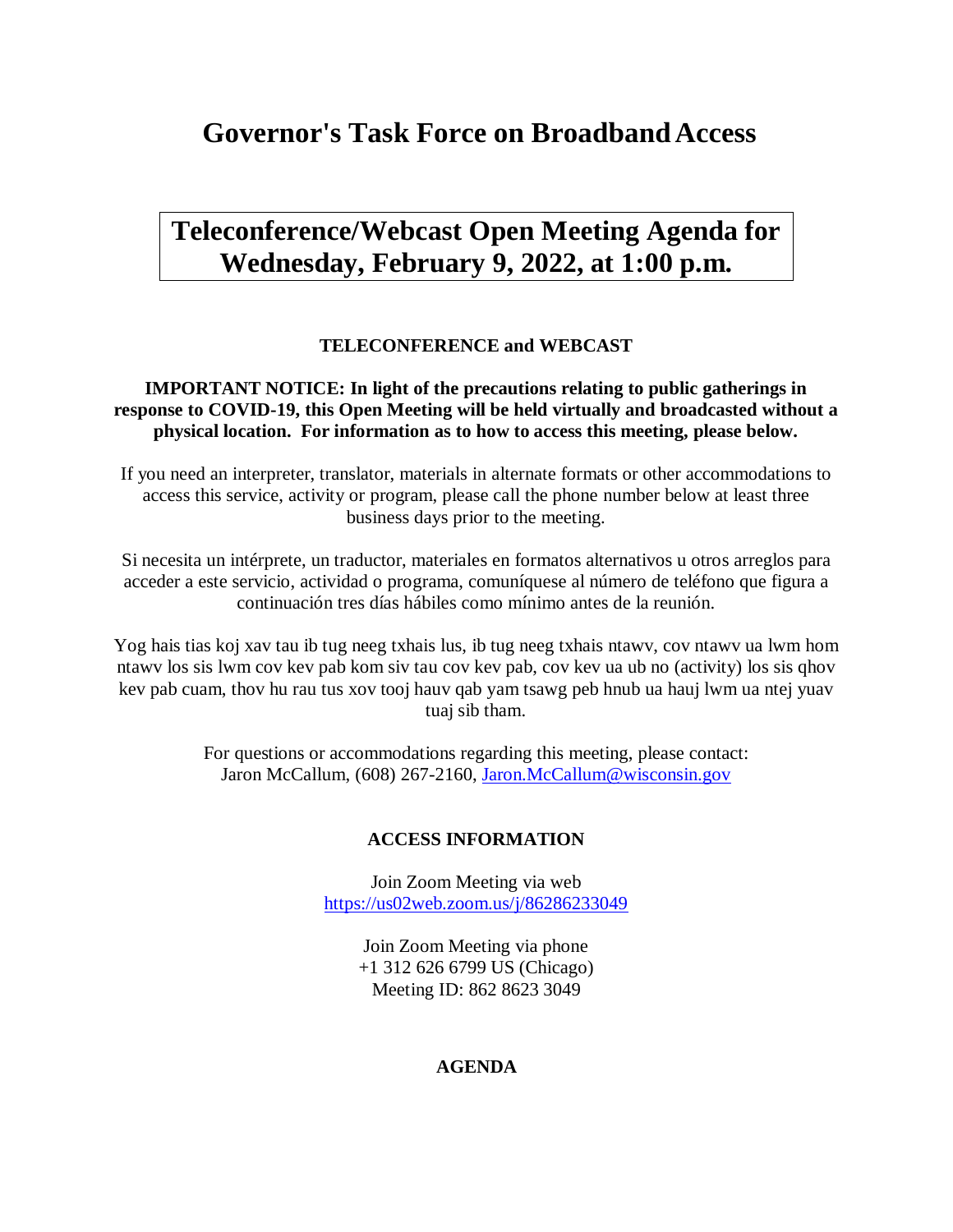# Governor's Task Force on Broadband Access

## Teleconference/Webcast Open Meeting Agenda for Wednesday, February 9, 2022, at 1:00 p.m.

**TELECONFERENCE and WEBCAST**

**IMPORTANT NOTICE: In light of the precautions relating to public gatherings in response to COVID-19, this Open Meeting will be held virtually and broadcasted without a physical location. For information as to how to access this meeting, please below.**

If you need an interpreter, translator, materials in alternate formats or other accommodations to access this service, activity or program, please call the phone number below at least three business days prior to the meeting.

Si necesita un intérprete, un traductor, materiales en formatos alternativos u otros arreglos para acceder a este servicio, actividad o programa, comuníquese al número de teléfono que figura a continuación tres días hábiles como mínimo antes de la reunión.

Yog hais tias koj xav tau ib tug neeg txhais lus, ib tug neeg txhais ntawv, cov ntawv ua lwm hom ntawv los sis lwm cov kev pab kom siv tau cov kev pab, cov kev ua ub no (activity) los sis qhov kev pab cuam, thov hu rau tus xov tooj hauv qab yam tsawg peb hnub ua hauj lwm ua ntej yuav tuaj sib tham.

For questions or accommodations regarding this meeting, please contact:
Jaron McCallum, (608) 267-2160, Jaron.McCallum@wisconsin.gov

**ACCESS INFORMATION**

Join Zoom Meeting via web
https://us02web.zoom.us/j/86286233049

Join Zoom Meeting via phone
+1 312 626 6799 US (Chicago)
Meeting ID: 862 8623 3049

**AGENDA**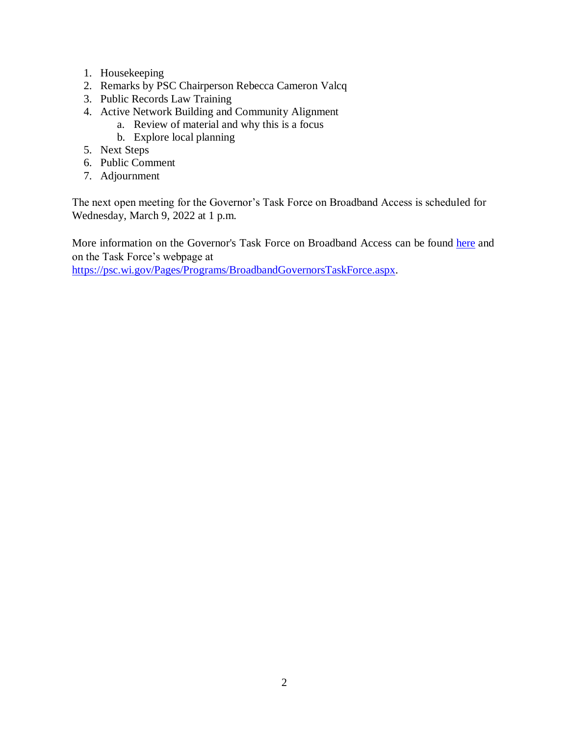1. Housekeeping
2. Remarks by PSC Chairperson Rebecca Cameron Valcq
3. Public Records Law Training
4. Active Network Building and Community Alignment
   a. Review of material and why this is a focus
   b. Explore local planning
5. Next Steps
6. Public Comment
7. Adjournment

The next open meeting for the Governor's Task Force on Broadband Access is scheduled for Wednesday, March 9, 2022 at 1 p.m.

More information on the Governor's Task Force on Broadband Access can be found here and on the Task Force's webpage at https://psc.wi.gov/Pages/Programs/BroadbandGovernorsTaskForce.aspx.